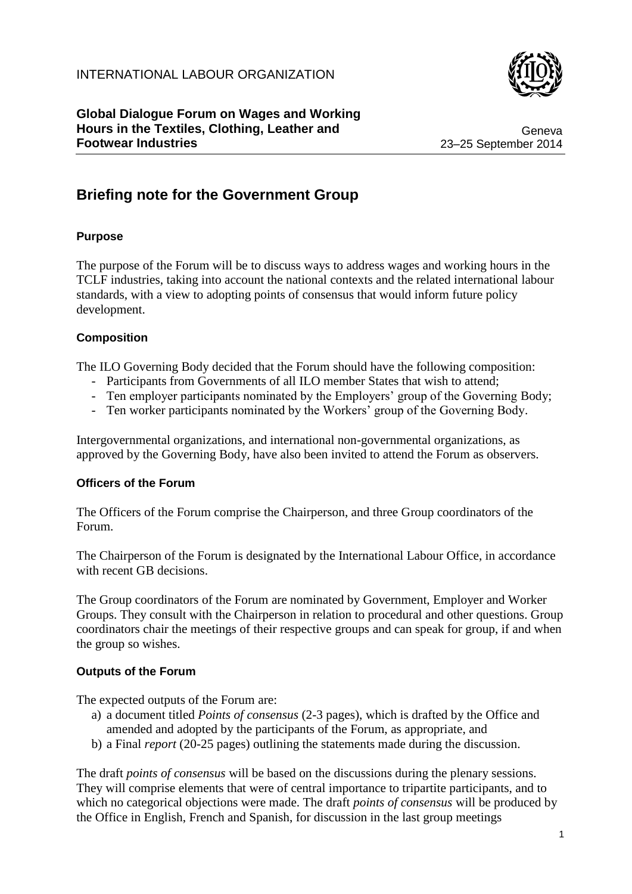INTERNATIONAL LABOUR ORGANIZATION

**Global Dialogue Forum on Wages and Working Hours in the Textiles, Clothing, Leather and Footwear Industries**

Geneva
23–25 September 2014

# Briefing note for the Government Group

### Purpose

The purpose of the Forum will be to discuss ways to address wages and working hours in the TCLF industries, taking into account the national contexts and the related international labour standards, with a view to adopting points of consensus that would inform future policy development.

### Composition

The ILO Governing Body decided that the Forum should have the following composition:

- Participants from Governments of all ILO member States that wish to attend;
- Ten employer participants nominated by the Employers' group of the Governing Body;
- Ten worker participants nominated by the Workers' group of the Governing Body.

Intergovernmental organizations, and international non-governmental organizations, as approved by the Governing Body, have also been invited to attend the Forum as observers.

### Officers of the Forum

The Officers of the Forum comprise the Chairperson, and three Group coordinators of the Forum.

The Chairperson of the Forum is designated by the International Labour Office, in accordance with recent GB decisions.

The Group coordinators of the Forum are nominated by Government, Employer and Worker Groups. They consult with the Chairperson in relation to procedural and other questions. Group coordinators chair the meetings of their respective groups and can speak for group, if and when the group so wishes.

### Outputs of the Forum

The expected outputs of the Forum are:

a) a document titled *Points of consensus* (2-3 pages), which is drafted by the Office and amended and adopted by the participants of the Forum, as appropriate, and
b) a Final *report* (20-25 pages) outlining the statements made during the discussion.

The draft *points of consensus* will be based on the discussions during the plenary sessions. They will comprise elements that were of central importance to tripartite participants, and to which no categorical objections were made. The draft *points of consensus* will be produced by the Office in English, French and Spanish, for discussion in the last group meetings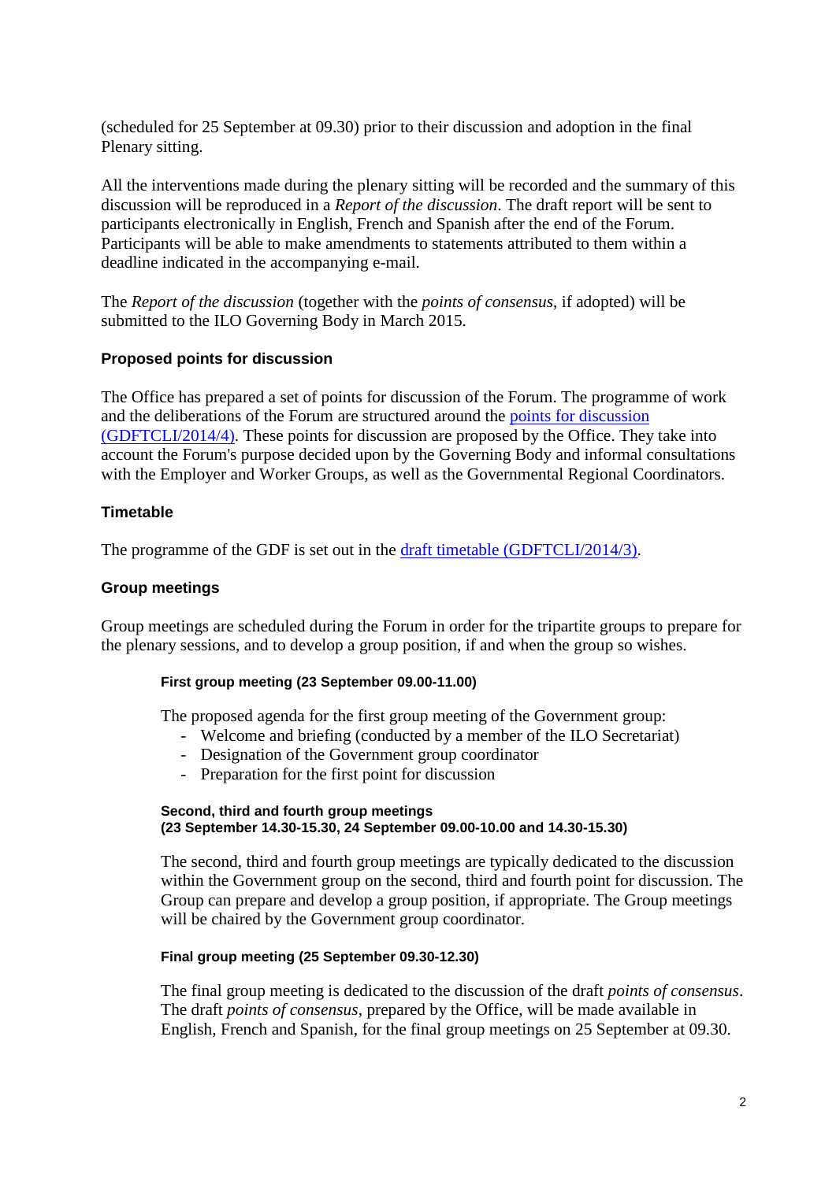(scheduled for 25 September at 09.30) prior to their discussion and adoption in the final Plenary sitting.

All the interventions made during the plenary sitting will be recorded and the summary of this discussion will be reproduced in a *Report of the discussion*. The draft report will be sent to participants electronically in English, French and Spanish after the end of the Forum. Participants will be able to make amendments to statements attributed to them within a deadline indicated in the accompanying e-mail.

The *Report of the discussion* (together with the *points of consensus*, if adopted) will be submitted to the ILO Governing Body in March 2015.

### Proposed points for discussion

The Office has prepared a set of points for discussion of the Forum. The programme of work and the deliberations of the Forum are structured around the points for discussion (GDFTCLI/2014/4). These points for discussion are proposed by the Office. They take into account the Forum's purpose decided upon by the Governing Body and informal consultations with the Employer and Worker Groups, as well as the Governmental Regional Coordinators.

### Timetable

The programme of the GDF is set out in the draft timetable (GDFTCLI/2014/3).

### Group meetings

Group meetings are scheduled during the Forum in order for the tripartite groups to prepare for the plenary sessions, and to develop a group position, if and when the group so wishes.

#### First group meeting (23 September 09.00-11.00)

The proposed agenda for the first group meeting of the Government group:

- Welcome and briefing (conducted by a member of the ILO Secretariat)
- Designation of the Government group coordinator
- Preparation for the first point for discussion

#### Second, third and fourth group meetings (23 September 14.30-15.30, 24 September 09.00-10.00 and 14.30-15.30)

The second, third and fourth group meetings are typically dedicated to the discussion within the Government group on the second, third and fourth point for discussion. The Group can prepare and develop a group position, if appropriate. The Group meetings will be chaired by the Government group coordinator.

#### Final group meeting (25 September 09.30-12.30)

The final group meeting is dedicated to the discussion of the draft *points of consensus*. The draft *points of consensus*, prepared by the Office, will be made available in English, French and Spanish, for the final group meetings on 25 September at 09.30.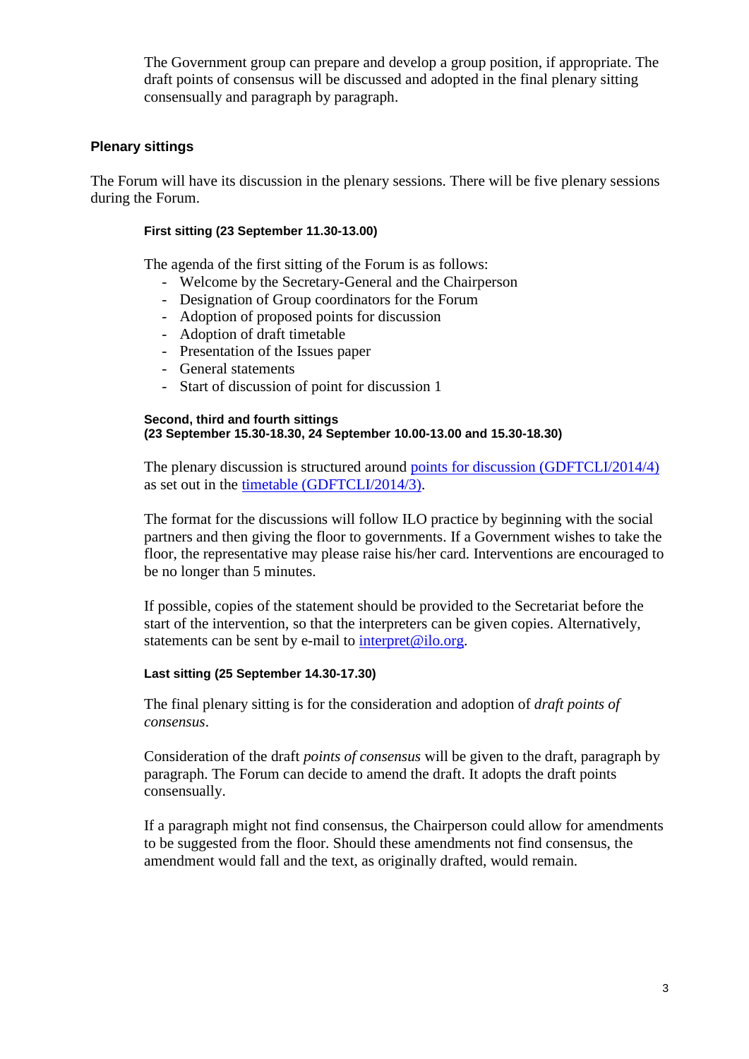The Government group can prepare and develop a group position, if appropriate. The draft points of consensus will be discussed and adopted in the final plenary sitting consensually and paragraph by paragraph.

## Plenary sittings

The Forum will have its discussion in the plenary sessions. There will be five plenary sessions during the Forum.

### First sitting (23 September 11.30-13.00)

The agenda of the first sitting of the Forum is as follows:

- Welcome by the Secretary-General and the Chairperson
- Designation of Group coordinators for the Forum
- Adoption of proposed points for discussion
- Adoption of draft timetable
- Presentation of the Issues paper
- General statements
- Start of discussion of point for discussion 1

### Second, third and fourth sittings (23 September 15.30-18.30, 24 September 10.00-13.00 and 15.30-18.30)

The plenary discussion is structured around points for discussion (GDFTCLI/2014/4) as set out in the timetable (GDFTCLI/2014/3).

The format for the discussions will follow ILO practice by beginning with the social partners and then giving the floor to governments. If a Government wishes to take the floor, the representative may please raise his/her card. Interventions are encouraged to be no longer than 5 minutes.

If possible, copies of the statement should be provided to the Secretariat before the start of the intervention, so that the interpreters can be given copies. Alternatively, statements can be sent by e-mail to interpret@ilo.org.

### Last sitting (25 September 14.30-17.30)

The final plenary sitting is for the consideration and adoption of *draft points of consensus*.

Consideration of the draft *points of consensus* will be given to the draft, paragraph by paragraph. The Forum can decide to amend the draft. It adopts the draft points consensually.

If a paragraph might not find consensus, the Chairperson could allow for amendments to be suggested from the floor. Should these amendments not find consensus, the amendment would fall and the text, as originally drafted, would remain.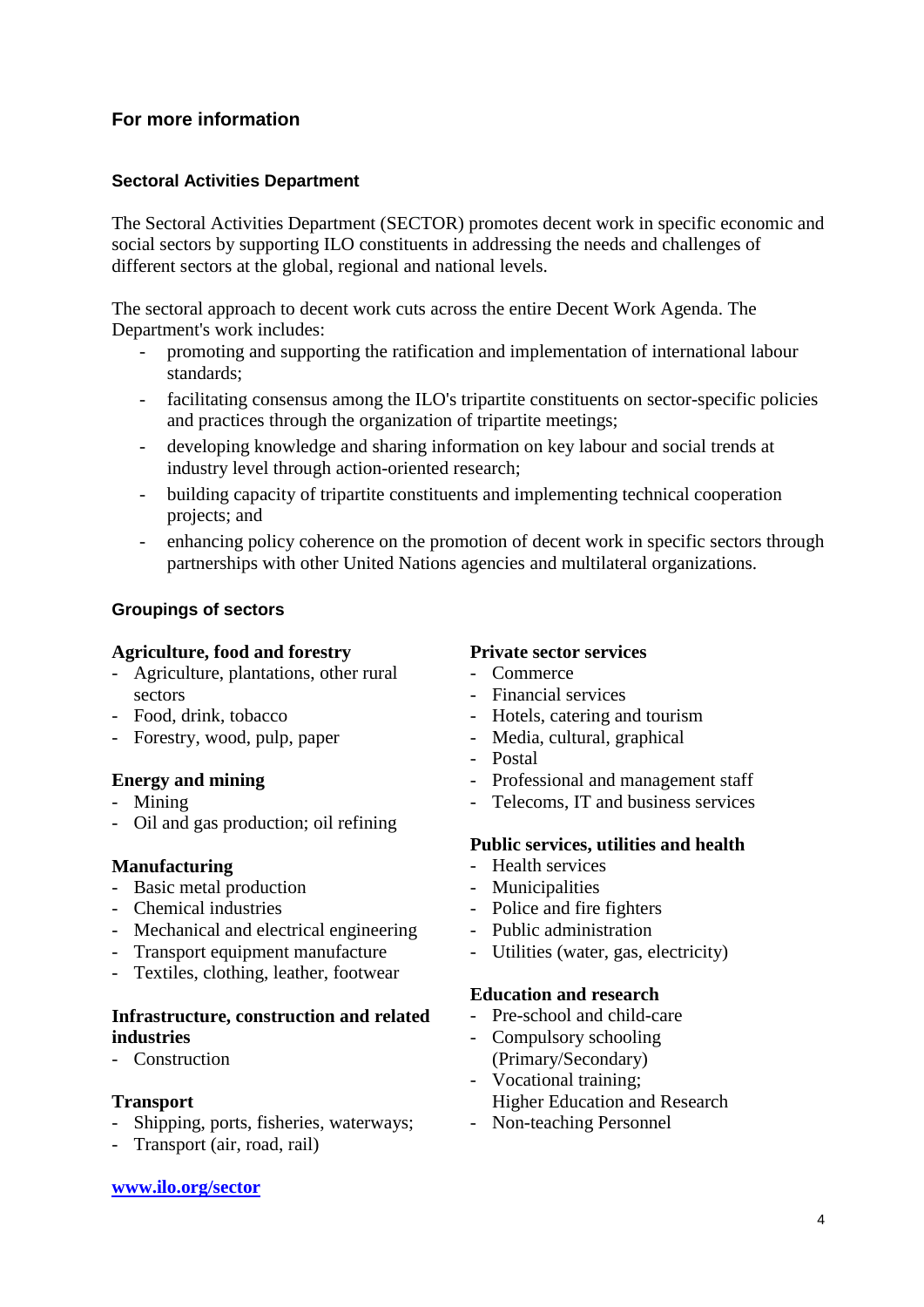## For more information

### Sectoral Activities Department

The Sectoral Activities Department (SECTOR) promotes decent work in specific economic and social sectors by supporting ILO constituents in addressing the needs and challenges of different sectors at the global, regional and national levels.

The sectoral approach to decent work cuts across the entire Decent Work Agenda. The Department's work includes:

- promoting and supporting the ratification and implementation of international labour standards;
- facilitating consensus among the ILO's tripartite constituents on sector-specific policies and practices through the organization of tripartite meetings;
- developing knowledge and sharing information on key labour and social trends at industry level through action-oriented research;
- building capacity of tripartite constituents and implementing technical cooperation projects; and
- enhancing policy coherence on the promotion of decent work in specific sectors through partnerships with other United Nations agencies and multilateral organizations.

### Groupings of sectors

**Agriculture, food and forestry**
- Agriculture, plantations, other rural sectors
- Food, drink, tobacco
- Forestry, wood, pulp, paper

**Energy and mining**
- Mining
- Oil and gas production; oil refining

**Manufacturing**
- Basic metal production
- Chemical industries
- Mechanical and electrical engineering
- Transport equipment manufacture
- Textiles, clothing, leather, footwear

**Infrastructure, construction and related industries**
- Construction

**Transport**
- Shipping, ports, fisheries, waterways;
- Transport (air, road, rail)

**Private sector services**
- Commerce
- Financial services
- Hotels, catering and tourism
- Media, cultural, graphical
- Postal
- Professional and management staff
- Telecoms, IT and business services

**Public services, utilities and health**
- Health services
- Municipalities
- Police and fire fighters
- Public administration
- Utilities (water, gas, electricity)

**Education and research**
- Pre-school and child-care
- Compulsory schooling (Primary/Secondary)
- Vocational training; Higher Education and Research
- Non-teaching Personnel

**[www.ilo.org/sector](http://www.ilo.org/sector)**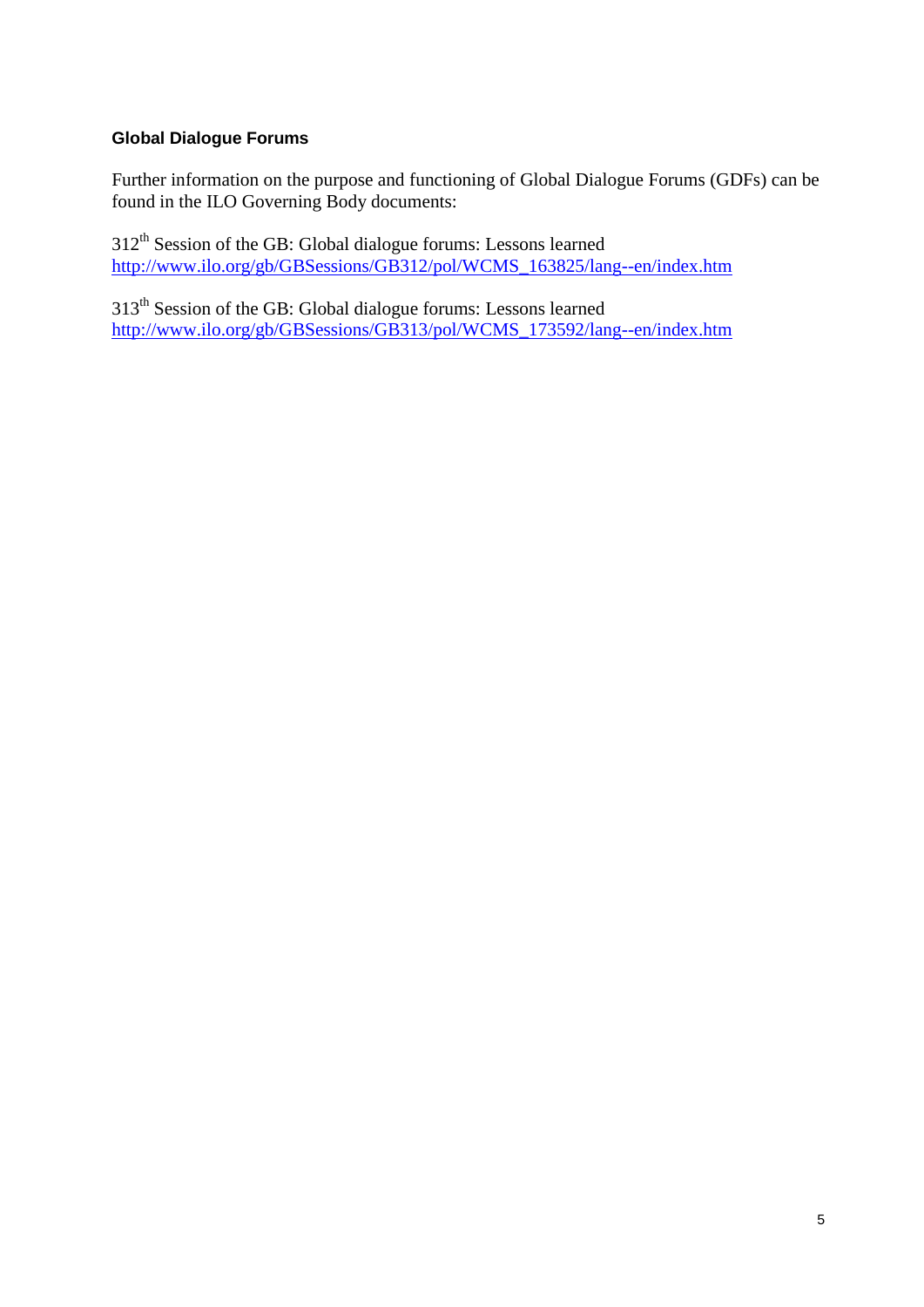### Global Dialogue Forums

Further information on the purpose and functioning of Global Dialogue Forums (GDFs) can be found in the ILO Governing Body documents:

312th Session of the GB: Global dialogue forums: Lessons learned
http://www.ilo.org/gb/GBSessions/GB312/pol/WCMS_163825/lang--en/index.htm

313th Session of the GB: Global dialogue forums: Lessons learned
http://www.ilo.org/gb/GBSessions/GB313/pol/WCMS_173592/lang--en/index.htm